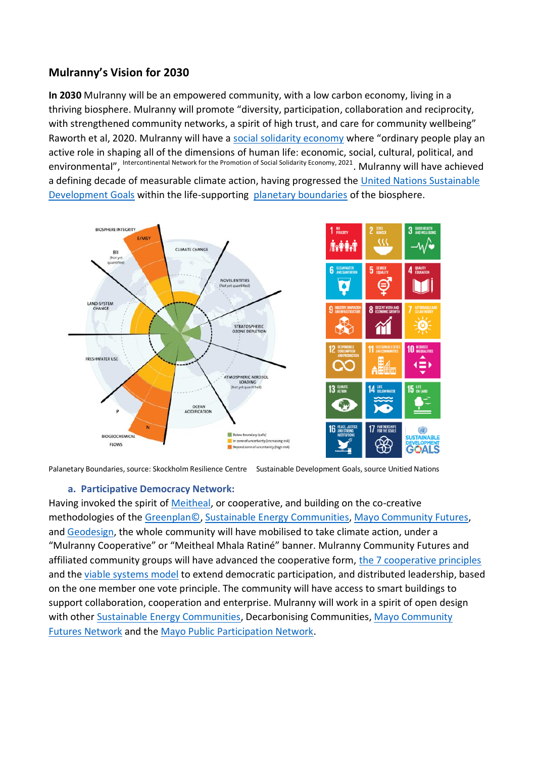## Mulranny's Vision for 2030

**In 2030** Mulranny will be an empowered community, with a low carbon economy, living in a thriving biosphere. Mulranny will promote "diversity, participation, collaboration and reciprocity, with strengthened community networks, a spirit of high trust, and care for community wellbeing" Raworth et al, 2020. Mulranny will have a social solidarity economy where "ordinary people play an active role in shaping all of the dimensions of human life: economic, social, cultural, political, and environmental", [Intercontinental Network for the Promotion of Social Solidarity Economy, 2021]. Mulranny will have achieved a defining decade of measurable climate action, having progressed the United Nations Sustainable Development Goals within the life-supporting planetary boundaries of the biosphere.

Palanetary Boundaries, source: Skokholm Resilience Centre    Sustainable Development Goals, source Unitied Nations

### a. Participative Democracy Network:

Having invoked the spirit of Meitheal, or cooperative, and building on the co-creative methodologies of the Greenplan©, Sustainable Energy Communities, Mayo Community Futures, and Geodesign, the whole community will have mobilised to take climate action, under a "Mulranny Cooperative" or "Meitheal Mhala Ratiné" banner. Mulranny Community Futures and affiliated community groups will have advanced the cooperative form, the 7 cooperative principles and the viable systems model to extend democratic participation, and distributed leadership, based on the one member one vote principle. The community will have access to smart buildings to support collaboration, cooperation and enterprise. Mulranny will work in a spirit of open design with other Sustainable Energy Communities, Decarbonising Communities, Mayo Community Futures Network and the Mayo Public Participation Network.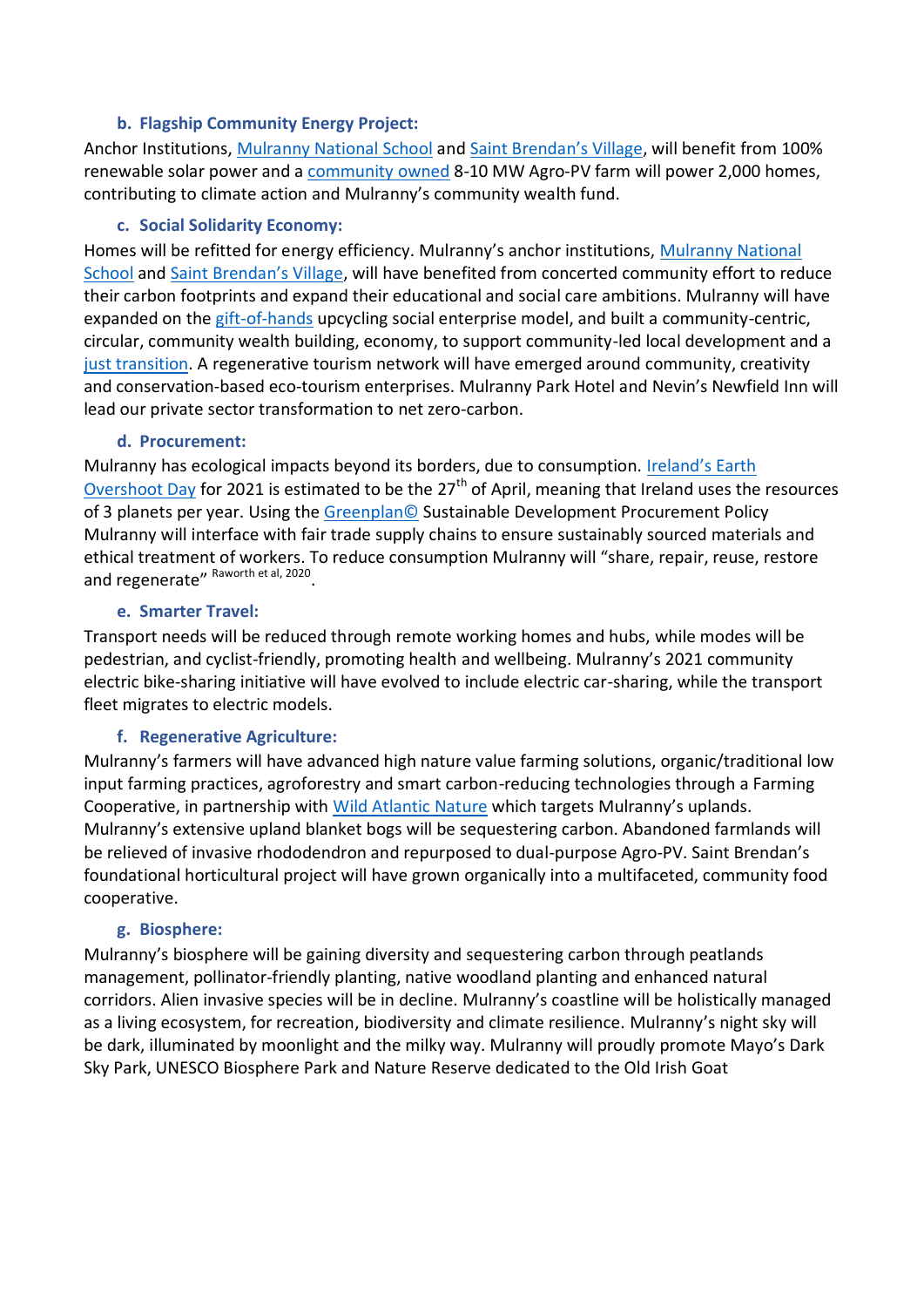### b. Flagship Community Energy Project:

Anchor Institutions, Mulranny National School and Saint Brendan's Village, will benefit from 100% renewable solar power and a community owned 8-10 MW Agro-PV farm will power 2,000 homes, contributing to climate action and Mulranny's community wealth fund.

### c. Social Solidarity Economy:

Homes will be refitted for energy efficiency. Mulranny's anchor institutions, Mulranny National School and Saint Brendan's Village, will have benefited from concerted community effort to reduce their carbon footprints and expand their educational and social care ambitions. Mulranny will have expanded on the gift-of-hands upcycling social enterprise model, and built a community-centric, circular, community wealth building, economy, to support community-led local development and a just transition. A regenerative tourism network will have emerged around community, creativity and conservation-based eco-tourism enterprises. Mulranny Park Hotel and Nevin's Newfield Inn will lead our private sector transformation to net zero-carbon.

### d. Procurement:

Mulranny has ecological impacts beyond its borders, due to consumption. Ireland's Earth Overshoot Day for 2021 is estimated to be the 27th of April, meaning that Ireland uses the resources of 3 planets per year. Using the Greenplan© Sustainable Development Procurement Policy Mulranny will interface with fair trade supply chains to ensure sustainably sourced materials and ethical treatment of workers. To reduce consumption Mulranny will "share, repair, reuse, restore and regenerate" [Raworth et al, 2020].

### e. Smarter Travel:

Transport needs will be reduced through remote working homes and hubs, while modes will be pedestrian, and cyclist-friendly, promoting health and wellbeing. Mulranny's 2021 community electric bike-sharing initiative will have evolved to include electric car-sharing, while the transport fleet migrates to electric models.

### f. Regenerative Agriculture:

Mulranny's farmers will have advanced high nature value farming solutions, organic/traditional low input farming practices, agroforestry and smart carbon-reducing technologies through a Farming Cooperative, in partnership with Wild Atlantic Nature which targets Mulranny's uplands. Mulranny's extensive upland blanket bogs will be sequestering carbon. Abandoned farmlands will be relieved of invasive rhododendron and repurposed to dual-purpose Agro-PV. Saint Brendan's foundational horticultural project will have grown organically into a multifaceted, community food cooperative.

### g. Biosphere:

Mulranny's biosphere will be gaining diversity and sequestering carbon through peatlands management, pollinator-friendly planting, native woodland planting and enhanced natural corridors. Alien invasive species will be in decline. Mulranny's coastline will be holistically managed as a living ecosystem, for recreation, biodiversity and climate resilience. Mulranny's night sky will be dark, illuminated by moonlight and the milky way. Mulranny will proudly promote Mayo's Dark Sky Park, UNESCO Biosphere Park and Nature Reserve dedicated to the Old Irish Goat